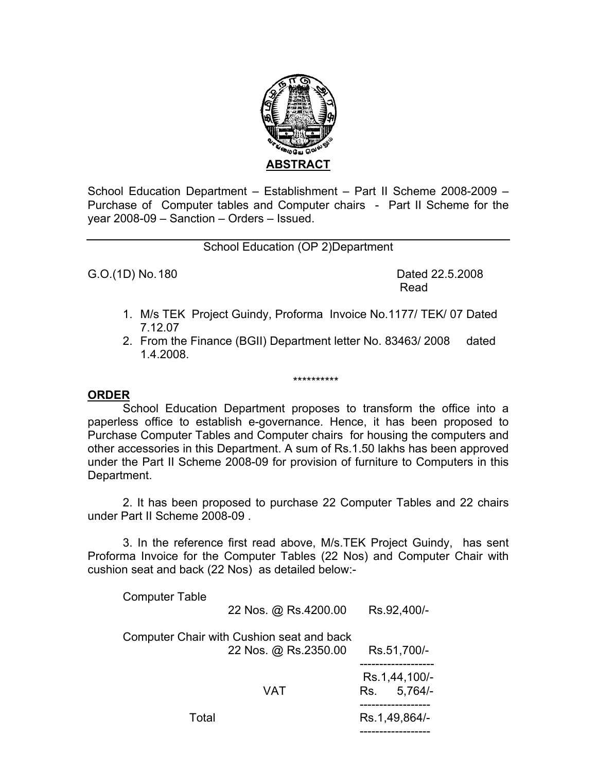## ABSTRACT

School Education Department – Establishment – Part II Scheme 2008-2009 – Purchase of Computer tables and Computer chairs - Part II Scheme for the year 2008-09 – Sanction – Orders – Issued.

---

School Education (OP 2)Department

G.O.(1D) No.180 Dated 22.5.2008

Read

1. M/s TEK Project Guindy, Proforma Invoice No.1177/ TEK/ 07 Dated 7.12.07
2. From the Finance (BGII) Department letter No. 83463/ 2008 dated 1.4.2008.

**********

**ORDER**

School Education Department proposes to transform the office into a paperless office to establish e-governance. Hence, it has been proposed to Purchase Computer Tables and Computer chairs for housing the computers and other accessories in this Department. A sum of Rs.1.50 lakhs has been approved under the Part II Scheme 2008-09 for provision of furniture to Computers in this Department.

2. It has been proposed to purchase 22 Computer Tables and 22 chairs under Part II Scheme 2008-09 .

3. In the reference first read above, M/s.TEK Project Guindy, has sent Proforma Invoice for the Computer Tables (22 Nos) and Computer Chair with cushion seat and back (22 Nos) as detailed below:-

| Item | Quantity @ Rate | Amount |
|---|---|---|
| Computer Table | 22 Nos. @ Rs.4200.00 | Rs.92,400/- |
| Computer Chair with Cushion seat and back | 22 Nos. @ Rs.2350.00 | Rs.51,700/- |
| | | Rs.1,44,100/- |
| | VAT | Rs. 5,764/- |
| Total | | Rs.1,49,864/- |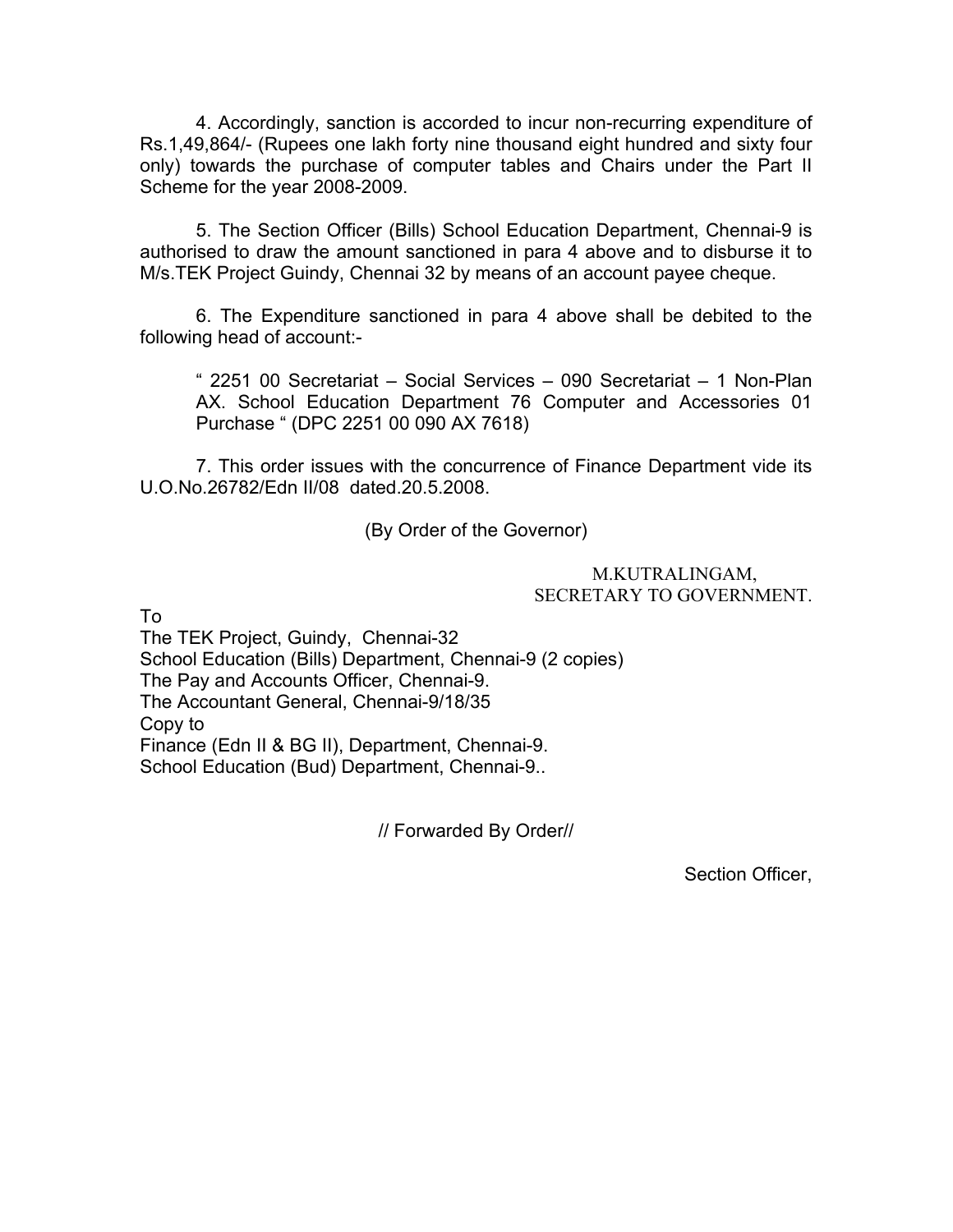4. Accordingly, sanction is accorded to incur non-recurring expenditure of Rs.1,49,864/- (Rupees one lakh forty nine thousand eight hundred and sixty four only) towards the purchase of computer tables and Chairs under the Part II Scheme for the year 2008-2009.

5. The Section Officer (Bills) School Education Department, Chennai-9 is authorised to draw the amount sanctioned in para 4 above and to disburse it to M/s.TEK Project Guindy, Chennai 32 by means of an account payee cheque.

6. The Expenditure sanctioned in para 4 above shall be debited to the following head of account:-

> " 2251 00 Secretariat – Social Services – 090 Secretariat – 1 Non-Plan AX. School Education Department 76 Computer and Accessories 01 Purchase " (DPC 2251 00 090 AX 7618)

7. This order issues with the concurrence of Finance Department vide its U.O.No.26782/Edn II/08 dated.20.5.2008.

(By Order of the Governor)

M.KUTRALINGAM,
SECRETARY TO GOVERNMENT.

To
The TEK Project, Guindy, Chennai-32
School Education (Bills) Department, Chennai-9 (2 copies)
The Pay and Accounts Officer, Chennai-9.
The Accountant General, Chennai-9/18/35
Copy to
Finance (Edn II & BG II), Department, Chennai-9.
School Education (Bud) Department, Chennai-9..

// Forwarded By Order//

Section Officer,